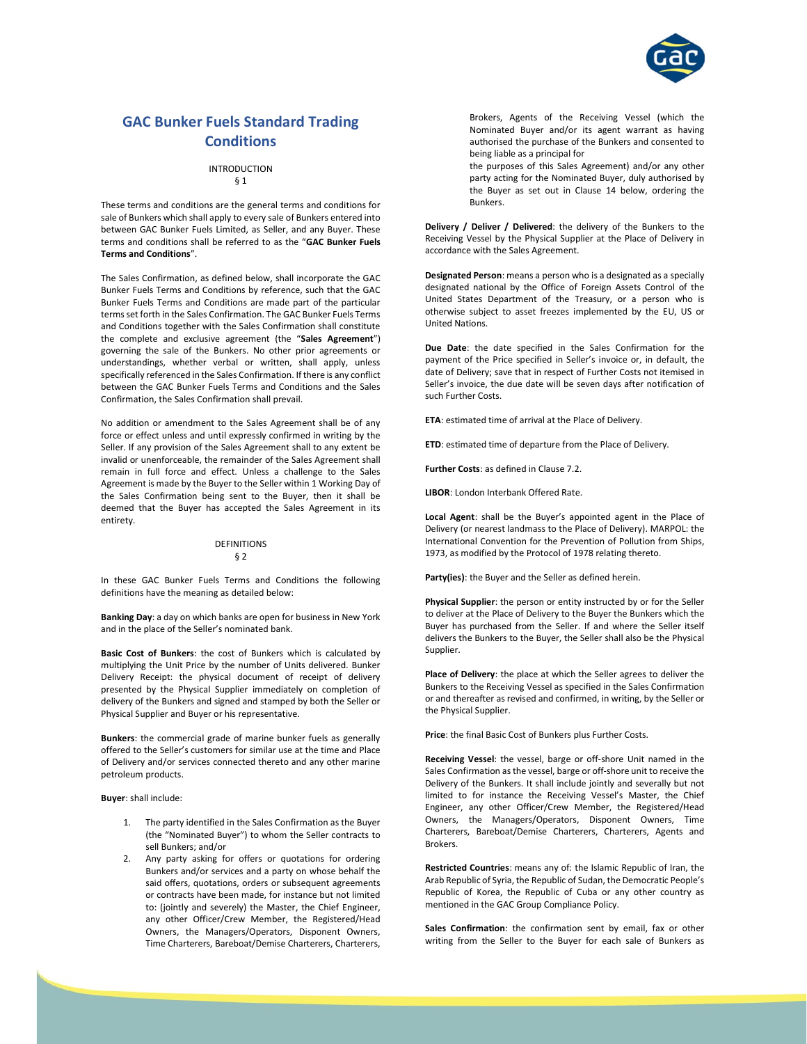# GAC Bunker Fuels Standard Trading Conditions

INTRODUCTION
§ 1

These terms and conditions are the general terms and conditions for sale of Bunkers which shall apply to every sale of Bunkers entered into between GAC Bunker Fuels Limited, as Seller, and any Buyer. These terms and conditions shall be referred to as the "**GAC Bunker Fuels Terms and Conditions**".

The Sales Confirmation, as defined below, shall incorporate the GAC Bunker Fuels Terms and Conditions by reference, such that the GAC Bunker Fuels Terms and Conditions are made part of the particular terms set forth in the Sales Confirmation. The GAC Bunker Fuels Terms and Conditions together with the Sales Confirmation shall constitute the complete and exclusive agreement (the "**Sales Agreement**") governing the sale of the Bunkers. No other prior agreements or understandings, whether verbal or written, shall apply, unless specifically referenced in the Sales Confirmation. If there is any conflict between the GAC Bunker Fuels Terms and Conditions and the Sales Confirmation, the Sales Confirmation shall prevail.

No addition or amendment to the Sales Agreement shall be of any force or effect unless and until expressly confirmed in writing by the Seller. If any provision of the Sales Agreement shall to any extent be invalid or unenforceable, the remainder of the Sales Agreement shall remain in full force and effect. Unless a challenge to the Sales Agreement is made by the Buyer to the Seller within 1 Working Day of the Sales Confirmation being sent to the Buyer, then it shall be deemed that the Buyer has accepted the Sales Agreement in its entirety.

DEFINITIONS
§ 2

In these GAC Bunker Fuels Terms and Conditions the following definitions have the meaning as detailed below:

**Banking Day**: a day on which banks are open for business in New York and in the place of the Seller's nominated bank.

**Basic Cost of Bunkers**: the cost of Bunkers which is calculated by multiplying the Unit Price by the number of Units delivered. Bunker Delivery Receipt: the physical document of receipt of delivery presented by the Physical Supplier immediately on completion of delivery of the Bunkers and signed and stamped by both the Seller or Physical Supplier and Buyer or his representative.

**Bunkers**: the commercial grade of marine bunker fuels as generally offered to the Seller's customers for similar use at the time and Place of Delivery and/or services connected thereto and any other marine petroleum products.

**Buyer**: shall include:

1. The party identified in the Sales Confirmation as the Buyer (the "Nominated Buyer") to whom the Seller contracts to sell Bunkers; and/or
2. Any party asking for offers or quotations for ordering Bunkers and/or services and a party on whose behalf the said offers, quotations, orders or subsequent agreements or contracts have been made, for instance but not limited to: (jointly and severely) the Master, the Chief Engineer, any other Officer/Crew Member, the Registered/Head Owners, the Managers/Operators, Disponent Owners, Time Charterers, Bareboat/Demise Charterers, Charterers, Brokers, Agents of the Receiving Vessel (which the Nominated Buyer and/or its agent warrant as having authorised the purchase of the Bunkers and consented to being liable as a principal for the purposes of this Sales Agreement) and/or any other party acting for the Nominated Buyer, duly authorised by the Buyer as set out in Clause 14 below, ordering the Bunkers.

**Delivery / Deliver / Delivered**: the delivery of the Bunkers to the Receiving Vessel by the Physical Supplier at the Place of Delivery in accordance with the Sales Agreement.

**Designated Person**: means a person who is a designated as a specially designated national by the Office of Foreign Assets Control of the United States Department of the Treasury, or a person who is otherwise subject to asset freezes implemented by the EU, US or United Nations.

**Due Date**: the date specified in the Sales Confirmation for the payment of the Price specified in Seller's invoice or, in default, the date of Delivery; save that in respect of Further Costs not itemised in Seller's invoice, the due date will be seven days after notification of such Further Costs.

**ETA**: estimated time of arrival at the Place of Delivery.

**ETD**: estimated time of departure from the Place of Delivery.

**Further Costs**: as defined in Clause 7.2.

**LIBOR**: London Interbank Offered Rate.

**Local Agent**: shall be the Buyer's appointed agent in the Place of Delivery (or nearest landmass to the Place of Delivery). MARPOL: the International Convention for the Prevention of Pollution from Ships, 1973, as modified by the Protocol of 1978 relating thereto.

**Party(ies)**: the Buyer and the Seller as defined herein.

**Physical Supplier**: the person or entity instructed by or for the Seller to deliver at the Place of Delivery to the Buyer the Bunkers which the Buyer has purchased from the Seller. If and where the Seller itself delivers the Bunkers to the Buyer, the Seller shall also be the Physical Supplier.

**Place of Delivery**: the place at which the Seller agrees to deliver the Bunkers to the Receiving Vessel as specified in the Sales Confirmation or and thereafter as revised and confirmed, in writing, by the Seller or the Physical Supplier.

**Price**: the final Basic Cost of Bunkers plus Further Costs.

**Receiving Vessel**: the vessel, barge or off-shore Unit named in the Sales Confirmation as the vessel, barge or off-shore unit to receive the Delivery of the Bunkers. It shall include jointly and severally but not limited to for instance the Receiving Vessel's Master, the Chief Engineer, any other Officer/Crew Member, the Registered/Head Owners, the Managers/Operators, Disponent Owners, Time Charterers, Bareboat/Demise Charterers, Charterers, Agents and Brokers.

**Restricted Countries**: means any of: the Islamic Republic of Iran, the Arab Republic of Syria, the Republic of Sudan, the Democratic People's Republic of Korea, the Republic of Cuba or any other country as mentioned in the GAC Group Compliance Policy.

**Sales Confirmation**: the confirmation sent by email, fax or other writing from the Seller to the Buyer for each sale of Bunkers as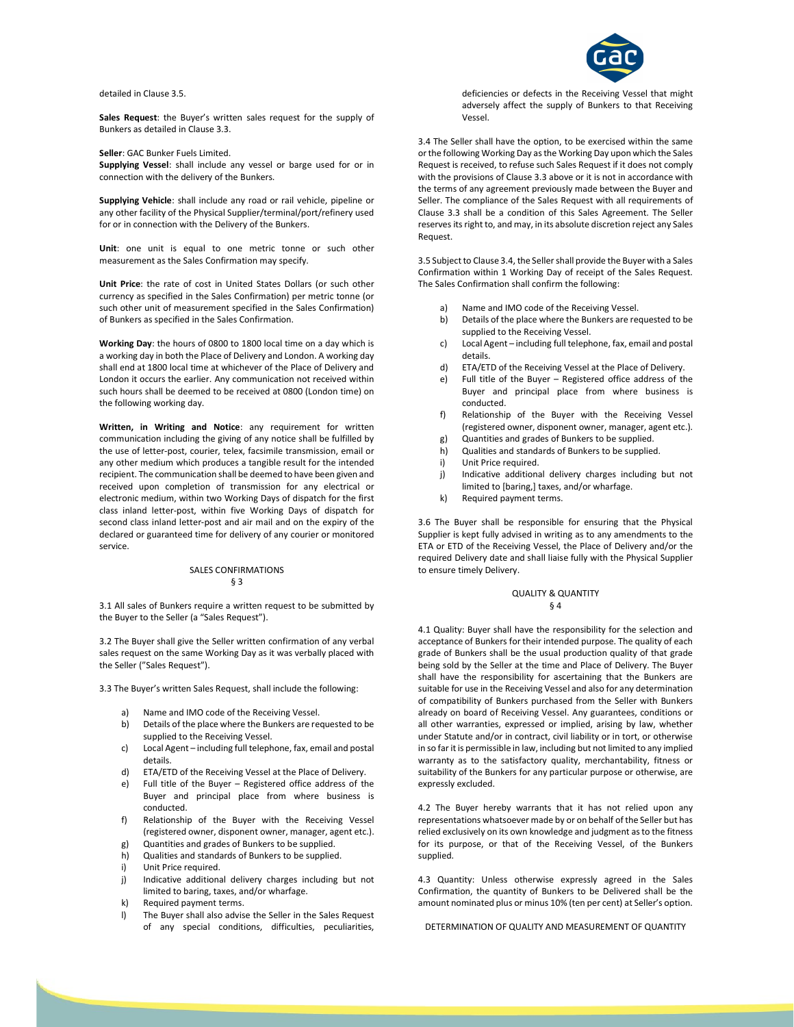detailed in Clause 3.5.

**Sales Request**: the Buyer's written sales request for the supply of Bunkers as detailed in Clause 3.3.

**Seller**: GAC Bunker Fuels Limited.

**Supplying Vessel**: shall include any vessel or barge used for or in connection with the delivery of the Bunkers.

**Supplying Vehicle**: shall include any road or rail vehicle, pipeline or any other facility of the Physical Supplier/terminal/port/refinery used for or in connection with the Delivery of the Bunkers.

**Unit**: one unit is equal to one metric tonne or such other measurement as the Sales Confirmation may specify.

**Unit Price**: the rate of cost in United States Dollars (or such other currency as specified in the Sales Confirmation) per metric tonne (or such other unit of measurement specified in the Sales Confirmation) of Bunkers as specified in the Sales Confirmation.

**Working Day**: the hours of 0800 to 1800 local time on a day which is a working day in both the Place of Delivery and London. A working day shall end at 1800 local time at whichever of the Place of Delivery and London it occurs the earlier. Any communication not received within such hours shall be deemed to be received at 0800 (London time) on the following working day.

**Written, in Writing and Notice**: any requirement for written communication including the giving of any notice shall be fulfilled by the use of letter-post, courier, telex, facsimile transmission, email or any other medium which produces a tangible result for the intended recipient. The communication shall be deemed to have been given and received upon completion of transmission for any electrical or electronic medium, within two Working Days of dispatch for the first class inland letter-post, within five Working Days of dispatch for second class inland letter-post and air mail and on the expiry of the declared or guaranteed time for delivery of any courier or monitored service.

## SALES CONFIRMATIONS
## § 3

3.1 All sales of Bunkers require a written request to be submitted by the Buyer to the Seller (a "Sales Request").

3.2 The Buyer shall give the Seller written confirmation of any verbal sales request on the same Working Day as it was verbally placed with the Seller ("Sales Request").

3.3 The Buyer's written Sales Request, shall include the following:

a) Name and IMO code of the Receiving Vessel.
b) Details of the place where the Bunkers are requested to be supplied to the Receiving Vessel.
c) Local Agent – including full telephone, fax, email and postal details.
d) ETA/ETD of the Receiving Vessel at the Place of Delivery.
e) Full title of the Buyer – Registered office address of the Buyer and principal place from where business is conducted.
f) Relationship of the Buyer with the Receiving Vessel (registered owner, disponent owner, manager, agent etc.).
g) Quantities and grades of Bunkers to be supplied.
h) Qualities and standards of Bunkers to be supplied.
i) Unit Price required.
j) Indicative additional delivery charges including but not limited to baring, taxes, and/or wharfage.
k) Required payment terms.
l) The Buyer shall also advise the Seller in the Sales Request of any special conditions, difficulties, peculiarities, deficiencies or defects in the Receiving Vessel that might adversely affect the supply of Bunkers to that Receiving Vessel.

3.4 The Seller shall have the option, to be exercised within the same or the following Working Day as the Working Day upon which the Sales Request is received, to refuse such Sales Request if it does not comply with the provisions of Clause 3.3 above or it is not in accordance with the terms of any agreement previously made between the Buyer and Seller. The compliance of the Sales Request with all requirements of Clause 3.3 shall be a condition of this Sales Agreement. The Seller reserves its right to, and may, in its absolute discretion reject any Sales Request.

3.5 Subject to Clause 3.4, the Seller shall provide the Buyer with a Sales Confirmation within 1 Working Day of receipt of the Sales Request. The Sales Confirmation shall confirm the following:

a) Name and IMO code of the Receiving Vessel.
b) Details of the place where the Bunkers are requested to be supplied to the Receiving Vessel.
c) Local Agent – including full telephone, fax, email and postal details.
d) ETA/ETD of the Receiving Vessel at the Place of Delivery.
e) Full title of the Buyer – Registered office address of the Buyer and principal place from where business is conducted.
f) Relationship of the Buyer with the Receiving Vessel (registered owner, disponent owner, manager, agent etc.).
g) Quantities and grades of Bunkers to be supplied.
h) Qualities and standards of Bunkers to be supplied.
i) Unit Price required.
j) Indicative additional delivery charges including but not limited to [baring,] taxes, and/or wharfage.
k) Required payment terms.

3.6 The Buyer shall be responsible for ensuring that the Physical Supplier is kept fully advised in writing as to any amendments to the ETA or ETD of the Receiving Vessel, the Place of Delivery and/or the required Delivery date and shall liaise fully with the Physical Supplier to ensure timely Delivery.

## QUALITY & QUANTITY
## § 4

4.1 Quality: Buyer shall have the responsibility for the selection and acceptance of Bunkers for their intended purpose. The quality of each grade of Bunkers shall be the usual production quality of that grade being sold by the Seller at the time and Place of Delivery. The Buyer shall have the responsibility for ascertaining that the Bunkers are suitable for use in the Receiving Vessel and also for any determination of compatibility of Bunkers purchased from the Seller with Bunkers already on board of Receiving Vessel. Any guarantees, conditions or all other warranties, expressed or implied, arising by law, whether under Statute and/or in contract, civil liability or in tort, or otherwise in so far it is permissible in law, including but not limited to any implied warranty as to the satisfactory quality, merchantability, fitness or suitability of the Bunkers for any particular purpose or otherwise, are expressly excluded.

4.2 The Buyer hereby warrants that it has not relied upon any representations whatsoever made by or on behalf of the Seller but has relied exclusively on its own knowledge and judgment as to the fitness for its purpose, or that of the Receiving Vessel, of the Bunkers supplied.

4.3 Quantity: Unless otherwise expressly agreed in the Sales Confirmation, the quantity of Bunkers to be Delivered shall be the amount nominated plus or minus 10% (ten per cent) at Seller's option.

## DETERMINATION OF QUALITY AND MEASUREMENT OF QUANTITY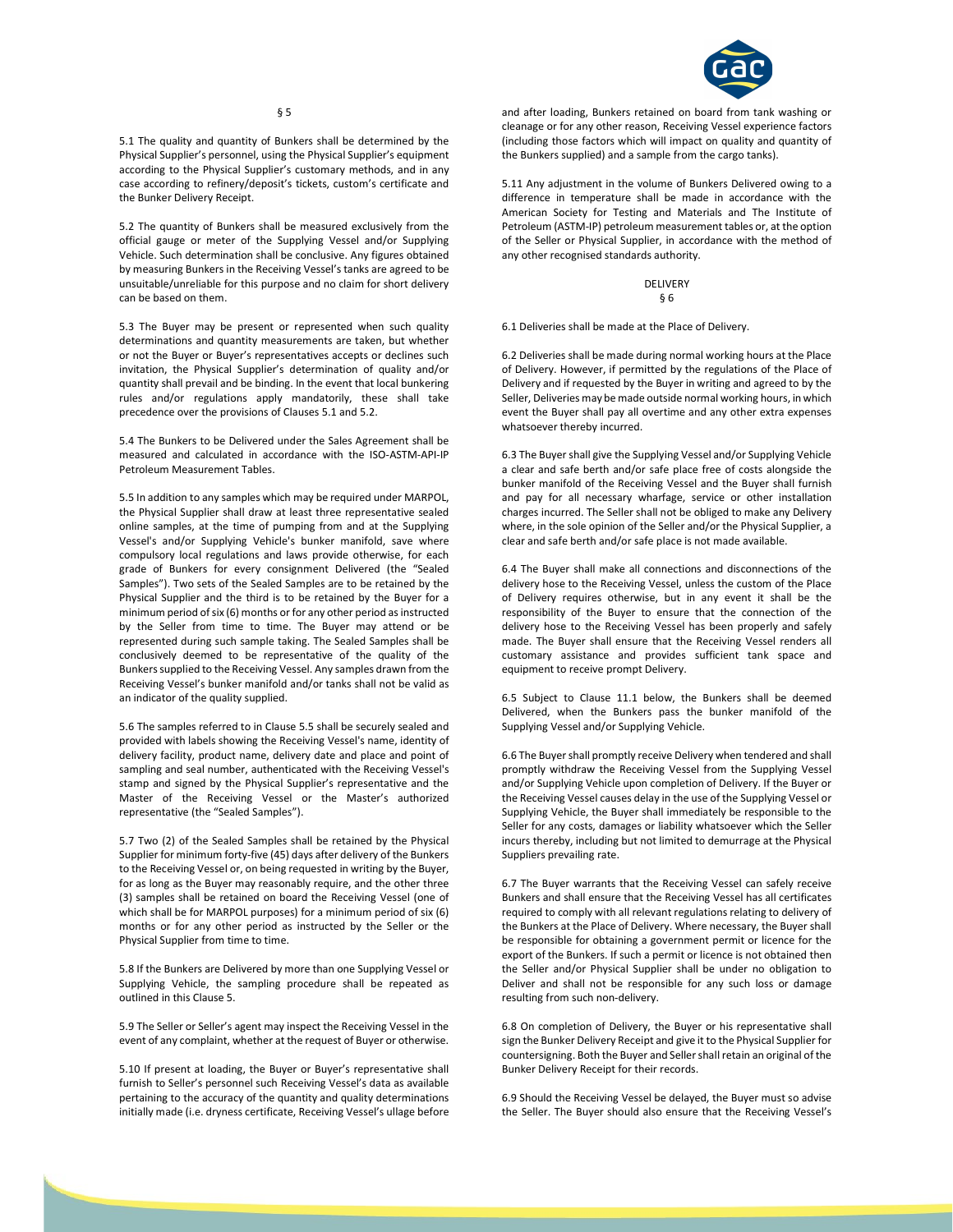§ 5

5.1 The quality and quantity of Bunkers shall be determined by the Physical Supplier's personnel, using the Physical Supplier's equipment according to the Physical Supplier's customary methods, and in any case according to refinery/deposit's tickets, custom's certificate and the Bunker Delivery Receipt.

5.2 The quantity of Bunkers shall be measured exclusively from the official gauge or meter of the Supplying Vessel and/or Supplying Vehicle. Such determination shall be conclusive. Any figures obtained by measuring Bunkers in the Receiving Vessel's tanks are agreed to be unsuitable/unreliable for this purpose and no claim for short delivery can be based on them.

5.3 The Buyer may be present or represented when such quality determinations and quantity measurements are taken, but whether or not the Buyer or Buyer's representatives accepts or declines such invitation, the Physical Supplier's determination of quality and/or quantity shall prevail and be binding. In the event that local bunkering rules and/or regulations apply mandatorily, these shall take precedence over the provisions of Clauses 5.1 and 5.2.

5.4 The Bunkers to be Delivered under the Sales Agreement shall be measured and calculated in accordance with the ISO-ASTM-API-IP Petroleum Measurement Tables.

5.5 In addition to any samples which may be required under MARPOL, the Physical Supplier shall draw at least three representative sealed online samples, at the time of pumping from and at the Supplying Vessel's and/or Supplying Vehicle's bunker manifold, save where compulsory local regulations and laws provide otherwise, for each grade of Bunkers for every consignment Delivered (the "Sealed Samples"). Two sets of the Sealed Samples are to be retained by the Physical Supplier and the third is to be retained by the Buyer for a minimum period of six (6) months or for any other period as instructed by the Seller from time to time. The Buyer may attend or be represented during such sample taking. The Sealed Samples shall be conclusively deemed to be representative of the quality of the Bunkers supplied to the Receiving Vessel. Any samples drawn from the Receiving Vessel's bunker manifold and/or tanks shall not be valid as an indicator of the quality supplied.

5.6 The samples referred to in Clause 5.5 shall be securely sealed and provided with labels showing the Receiving Vessel's name, identity of delivery facility, product name, delivery date and place and point of sampling and seal number, authenticated with the Receiving Vessel's stamp and signed by the Physical Supplier's representative and the Master of the Receiving Vessel or the Master's authorized representative (the "Sealed Samples").

5.7 Two (2) of the Sealed Samples shall be retained by the Physical Supplier for minimum forty-five (45) days after delivery of the Bunkers to the Receiving Vessel or, on being requested in writing by the Buyer, for as long as the Buyer may reasonably require, and the other three (3) samples shall be retained on board the Receiving Vessel (one of which shall be for MARPOL purposes) for a minimum period of six (6) months or for any other period as instructed by the Seller or the Physical Supplier from time to time.

5.8 If the Bunkers are Delivered by more than one Supplying Vessel or Supplying Vehicle, the sampling procedure shall be repeated as outlined in this Clause 5.

5.9 The Seller or Seller's agent may inspect the Receiving Vessel in the event of any complaint, whether at the request of Buyer or otherwise.

5.10 If present at loading, the Buyer or Buyer's representative shall furnish to Seller's personnel such Receiving Vessel's data as available pertaining to the accuracy of the quantity and quality determinations initially made (i.e. dryness certificate, Receiving Vessel's ullage before and after loading, Bunkers retained on board from tank washing or cleanage or for any other reason, Receiving Vessel experience factors (including those factors which will impact on quality and quantity of the Bunkers supplied) and a sample from the cargo tanks).

5.11 Any adjustment in the volume of Bunkers Delivered owing to a difference in temperature shall be made in accordance with the American Society for Testing and Materials and The Institute of Petroleum (ASTM-IP) petroleum measurement tables or, at the option of the Seller or Physical Supplier, in accordance with the method of any other recognised standards authority.

## DELIVERY
§ 6

6.1 Deliveries shall be made at the Place of Delivery.

6.2 Deliveries shall be made during normal working hours at the Place of Delivery. However, if permitted by the regulations of the Place of Delivery and if requested by the Buyer in writing and agreed to by the Seller, Deliveries may be made outside normal working hours, in which event the Buyer shall pay all overtime and any other extra expenses whatsoever thereby incurred.

6.3 The Buyer shall give the Supplying Vessel and/or Supplying Vehicle a clear and safe berth and/or safe place free of costs alongside the bunker manifold of the Receiving Vessel and the Buyer shall furnish and pay for all necessary wharfage, service or other installation charges incurred. The Seller shall not be obliged to make any Delivery where, in the sole opinion of the Seller and/or the Physical Supplier, a clear and safe berth and/or safe place is not made available.

6.4 The Buyer shall make all connections and disconnections of the delivery hose to the Receiving Vessel, unless the custom of the Place of Delivery requires otherwise, but in any event it shall be the responsibility of the Buyer to ensure that the connection of the delivery hose to the Receiving Vessel has been properly and safely made. The Buyer shall ensure that the Receiving Vessel renders all customary assistance and provides sufficient tank space and equipment to receive prompt Delivery.

6.5 Subject to Clause 11.1 below, the Bunkers shall be deemed Delivered, when the Bunkers pass the bunker manifold of the Supplying Vessel and/or Supplying Vehicle.

6.6 The Buyer shall promptly receive Delivery when tendered and shall promptly withdraw the Receiving Vessel from the Supplying Vessel and/or Supplying Vehicle upon completion of Delivery. If the Buyer or the Receiving Vessel causes delay in the use of the Supplying Vessel or Supplying Vehicle, the Buyer shall immediately be responsible to the Seller for any costs, damages or liability whatsoever which the Seller incurs thereby, including but not limited to demurrage at the Physical Suppliers prevailing rate.

6.7 The Buyer warrants that the Receiving Vessel can safely receive Bunkers and shall ensure that the Receiving Vessel has all certificates required to comply with all relevant regulations relating to delivery of the Bunkers at the Place of Delivery. Where necessary, the Buyer shall be responsible for obtaining a government permit or licence for the export of the Bunkers. If such a permit or licence is not obtained then the Seller and/or Physical Supplier shall be under no obligation to Deliver and shall not be responsible for any such loss or damage resulting from such non-delivery.

6.8 On completion of Delivery, the Buyer or his representative shall sign the Bunker Delivery Receipt and give it to the Physical Supplier for countersigning. Both the Buyer and Seller shall retain an original of the Bunker Delivery Receipt for their records.

6.9 Should the Receiving Vessel be delayed, the Buyer must so advise the Seller. The Buyer should also ensure that the Receiving Vessel's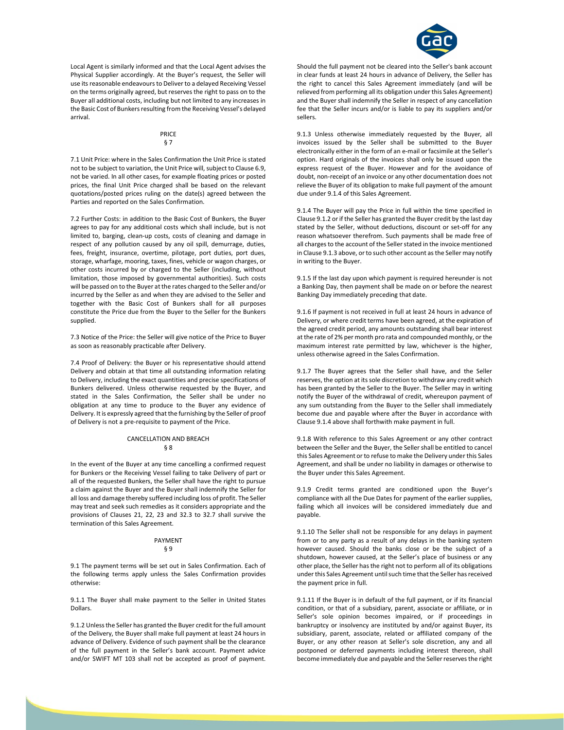Local Agent is similarly informed and that the Local Agent advises the Physical Supplier accordingly. At the Buyer's request, the Seller will use its reasonable endeavours to Deliver to a delayed Receiving Vessel on the terms originally agreed, but reserves the right to pass on to the Buyer all additional costs, including but not limited to any increases in the Basic Cost of Bunkers resulting from the Receiving Vessel's delayed arrival.

## PRICE
## § 7

7.1 Unit Price: where in the Sales Confirmation the Unit Price is stated not to be subject to variation, the Unit Price will, subject to Clause 6.9, not be varied. In all other cases, for example floating prices or posted prices, the final Unit Price charged shall be based on the relevant quotations/posted prices ruling on the date(s) agreed between the Parties and reported on the Sales Confirmation.

7.2 Further Costs: in addition to the Basic Cost of Bunkers, the Buyer agrees to pay for any additional costs which shall include, but is not limited to, barging, clean-up costs, costs of cleaning and damage in respect of any pollution caused by any oil spill, demurrage, duties, fees, freight, insurance, overtime, pilotage, port duties, port dues, storage, wharfage, mooring, taxes, fines, vehicle or wagon charges, or other costs incurred by or charged to the Seller (including, without limitation, those imposed by governmental authorities). Such costs will be passed on to the Buyer at the rates charged to the Seller and/or incurred by the Seller as and when they are advised to the Seller and together with the Basic Cost of Bunkers shall for all purposes constitute the Price due from the Buyer to the Seller for the Bunkers supplied.

7.3 Notice of the Price: the Seller will give notice of the Price to Buyer as soon as reasonably practicable after Delivery.

7.4 Proof of Delivery: the Buyer or his representative should attend Delivery and obtain at that time all outstanding information relating to Delivery, including the exact quantities and precise specifications of Bunkers delivered. Unless otherwise requested by the Buyer, and stated in the Sales Confirmation, the Seller shall be under no obligation at any time to produce to the Buyer any evidence of Delivery. It is expressly agreed that the furnishing by the Seller of proof of Delivery is not a pre-requisite to payment of the Price.

## CANCELLATION AND BREACH
## § 8

In the event of the Buyer at any time cancelling a confirmed request for Bunkers or the Receiving Vessel failing to take Delivery of part or all of the requested Bunkers, the Seller shall have the right to pursue a claim against the Buyer and the Buyer shall indemnify the Seller for all loss and damage thereby suffered including loss of profit. The Seller may treat and seek such remedies as it considers appropriate and the provisions of Clauses 21, 22, 23 and 32.3 to 32.7 shall survive the termination of this Sales Agreement.

## PAYMENT
## § 9

9.1 The payment terms will be set out in Sales Confirmation. Each of the following terms apply unless the Sales Confirmation provides otherwise:

9.1.1 The Buyer shall make payment to the Seller in United States Dollars.

9.1.2 Unless the Seller has granted the Buyer credit for the full amount of the Delivery, the Buyer shall make full payment at least 24 hours in advance of Delivery. Evidence of such payment shall be the clearance of the full payment in the Seller's bank account. Payment advice and/or SWIFT MT 103 shall not be accepted as proof of payment. Should the full payment not be cleared into the Seller's bank account in clear funds at least 24 hours in advance of Delivery, the Seller has the right to cancel this Sales Agreement immediately (and will be relieved from performing all its obligation under this Sales Agreement) and the Buyer shall indemnify the Seller in respect of any cancellation fee that the Seller incurs and/or is liable to pay its suppliers and/or sellers.

9.1.3 Unless otherwise immediately requested by the Buyer, all invoices issued by the Seller shall be submitted to the Buyer electronically either in the form of an e-mail or facsimile at the Seller's option. Hard originals of the invoices shall only be issued upon the express request of the Buyer. However and for the avoidance of doubt, non-receipt of an invoice or any other documentation does not relieve the Buyer of its obligation to make full payment of the amount due under 9.1.4 of this Sales Agreement.

9.1.4 The Buyer will pay the Price in full within the time specified in Clause 9.1.2 or if the Seller has granted the Buyer credit by the last day stated by the Seller, without deductions, discount or set-off for any reason whatsoever therefrom. Such payments shall be made free of all charges to the account of the Seller stated in the invoice mentioned in Clause 9.1.3 above, or to such other account as the Seller may notify in writing to the Buyer.

9.1.5 If the last day upon which payment is required hereunder is not a Banking Day, then payment shall be made on or before the nearest Banking Day immediately preceding that date.

9.1.6 If payment is not received in full at least 24 hours in advance of Delivery, or where credit terms have been agreed, at the expiration of the agreed credit period, any amounts outstanding shall bear interest at the rate of 2% per month pro rata and compounded monthly, or the maximum interest rate permitted by law, whichever is the higher, unless otherwise agreed in the Sales Confirmation.

9.1.7 The Buyer agrees that the Seller shall have, and the Seller reserves, the option at its sole discretion to withdraw any credit which has been granted by the Seller to the Buyer. The Seller may in writing notify the Buyer of the withdrawal of credit, whereupon payment of any sum outstanding from the Buyer to the Seller shall immediately become due and payable where after the Buyer in accordance with Clause 9.1.4 above shall forthwith make payment in full.

9.1.8 With reference to this Sales Agreement or any other contract between the Seller and the Buyer, the Seller shall be entitled to cancel this Sales Agreement or to refuse to make the Delivery under this Sales Agreement, and shall be under no liability in damages or otherwise to the Buyer under this Sales Agreement.

9.1.9 Credit terms granted are conditioned upon the Buyer's compliance with all the Due Dates for payment of the earlier supplies, failing which all invoices will be considered immediately due and payable.

9.1.10 The Seller shall not be responsible for any delays in payment from or to any party as a result of any delays in the banking system however caused. Should the banks close or be the subject of a shutdown, however caused, at the Seller's place of business or any other place, the Seller has the right not to perform all of its obligations under this Sales Agreement until such time that the Seller has received the payment price in full.

9.1.11 If the Buyer is in default of the full payment, or if its financial condition, or that of a subsidiary, parent, associate or affiliate, or in Seller's sole opinion becomes impaired, or if proceedings in bankruptcy or insolvency are instituted by and/or against Buyer, its subsidiary, parent, associate, related or affiliated company of the Buyer, or any other reason at Seller's sole discretion, any and all postponed or deferred payments including interest thereon, shall become immediately due and payable and the Seller reserves the right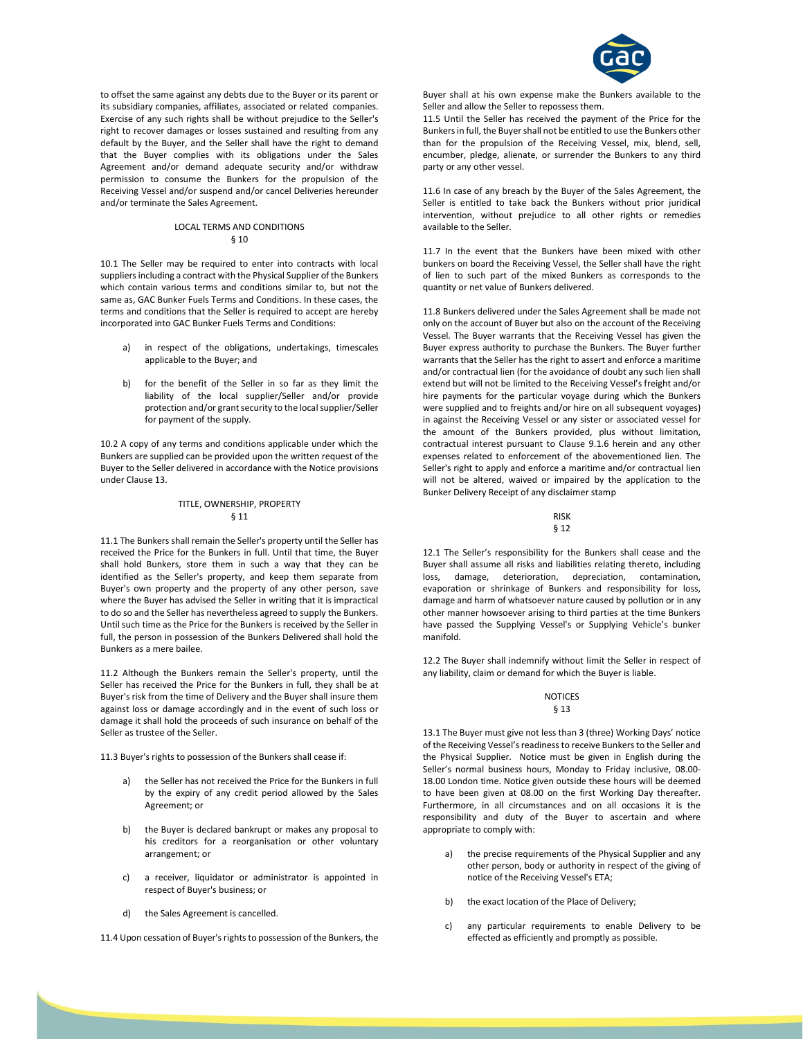to offset the same against any debts due to the Buyer or its parent or its subsidiary companies, affiliates, associated or related companies. Exercise of any such rights shall be without prejudice to the Seller's right to recover damages or losses sustained and resulting from any default by the Buyer, and the Seller shall have the right to demand that the Buyer complies with its obligations under the Sales Agreement and/or demand adequate security and/or withdraw permission to consume the Bunkers for the propulsion of the Receiving Vessel and/or suspend and/or cancel Deliveries hereunder and/or terminate the Sales Agreement.

## LOCAL TERMS AND CONDITIONS
## § 10

10.1 The Seller may be required to enter into contracts with local suppliers including a contract with the Physical Supplier of the Bunkers which contain various terms and conditions similar to, but not the same as, GAC Bunker Fuels Terms and Conditions. In these cases, the terms and conditions that the Seller is required to accept are hereby incorporated into GAC Bunker Fuels Terms and Conditions:

a) in respect of the obligations, undertakings, timescales applicable to the Buyer; and

b) for the benefit of the Seller in so far as they limit the liability of the local supplier/Seller and/or provide protection and/or grant security to the local supplier/Seller for payment of the supply.

10.2 A copy of any terms and conditions applicable under which the Bunkers are supplied can be provided upon the written request of the Buyer to the Seller delivered in accordance with the Notice provisions under Clause 13.

## TITLE, OWNERSHIP, PROPERTY
## § 11

11.1 The Bunkers shall remain the Seller's property until the Seller has received the Price for the Bunkers in full. Until that time, the Buyer shall hold Bunkers, store them in such a way that they can be identified as the Seller's property, and keep them separate from Buyer's own property and the property of any other person, save where the Buyer has advised the Seller in writing that it is impractical to do so and the Seller has nevertheless agreed to supply the Bunkers. Until such time as the Price for the Bunkers is received by the Seller in full, the person in possession of the Bunkers Delivered shall hold the Bunkers as a mere bailee.

11.2 Although the Bunkers remain the Seller's property, until the Seller has received the Price for the Bunkers in full, they shall be at Buyer's risk from the time of Delivery and the Buyer shall insure them against loss or damage accordingly and in the event of such loss or damage it shall hold the proceeds of such insurance on behalf of the Seller as trustee of the Seller.

11.3 Buyer's rights to possession of the Bunkers shall cease if:

a) the Seller has not received the Price for the Bunkers in full by the expiry of any credit period allowed by the Sales Agreement; or

b) the Buyer is declared bankrupt or makes any proposal to his creditors for a reorganisation or other voluntary arrangement; or

c) a receiver, liquidator or administrator is appointed in respect of Buyer's business; or

d) the Sales Agreement is cancelled.

11.4 Upon cessation of Buyer's rights to possession of the Bunkers, the Buyer shall at his own expense make the Bunkers available to the Seller and allow the Seller to repossess them.

11.5 Until the Seller has received the payment of the Price for the Bunkers in full, the Buyer shall not be entitled to use the Bunkers other than for the propulsion of the Receiving Vessel, mix, blend, sell, encumber, pledge, alienate, or surrender the Bunkers to any third party or any other vessel.

11.6 In case of any breach by the Buyer of the Sales Agreement, the Seller is entitled to take back the Bunkers without prior juridical intervention, without prejudice to all other rights or remedies available to the Seller.

11.7 In the event that the Bunkers have been mixed with other bunkers on board the Receiving Vessel, the Seller shall have the right of lien to such part of the mixed Bunkers as corresponds to the quantity or net value of Bunkers delivered.

11.8 Bunkers delivered under the Sales Agreement shall be made not only on the account of Buyer but also on the account of the Receiving Vessel. The Buyer warrants that the Receiving Vessel has given the Buyer express authority to purchase the Bunkers. The Buyer further warrants that the Seller has the right to assert and enforce a maritime and/or contractual lien (for the avoidance of doubt any such lien shall extend but will not be limited to the Receiving Vessel's freight and/or hire payments for the particular voyage during which the Bunkers were supplied and to freights and/or hire on all subsequent voyages) in against the Receiving Vessel or any sister or associated vessel for the amount of the Bunkers provided, plus without limitation, contractual interest pursuant to Clause 9.1.6 herein and any other expenses related to enforcement of the abovementioned lien. The Seller's right to apply and enforce a maritime and/or contractual lien will not be altered, waived or impaired by the application to the Bunker Delivery Receipt of any disclaimer stamp

## RISK
## § 12

12.1 The Seller's responsibility for the Bunkers shall cease and the Buyer shall assume all risks and liabilities relating thereto, including loss, damage, deterioration, depreciation, contamination, evaporation or shrinkage of Bunkers and responsibility for loss, damage and harm of whatsoever nature caused by pollution or in any other manner howsoever arising to third parties at the time Bunkers have passed the Supplying Vessel's or Supplying Vehicle's bunker manifold.

12.2 The Buyer shall indemnify without limit the Seller in respect of any liability, claim or demand for which the Buyer is liable.

## NOTICES
## § 13

13.1 The Buyer must give not less than 3 (three) Working Days' notice of the Receiving Vessel's readiness to receive Bunkers to the Seller and the Physical Supplier. Notice must be given in English during the Seller's normal business hours, Monday to Friday inclusive, 08.00-18.00 London time. Notice given outside these hours will be deemed to have been given at 08.00 on the first Working Day thereafter. Furthermore, in all circumstances and on all occasions it is the responsibility and duty of the Buyer to ascertain and where appropriate to comply with:

a) the precise requirements of the Physical Supplier and any other person, body or authority in respect of the giving of notice of the Receiving Vessel's ETA;

b) the exact location of the Place of Delivery;

c) any particular requirements to enable Delivery to be effected as efficiently and promptly as possible.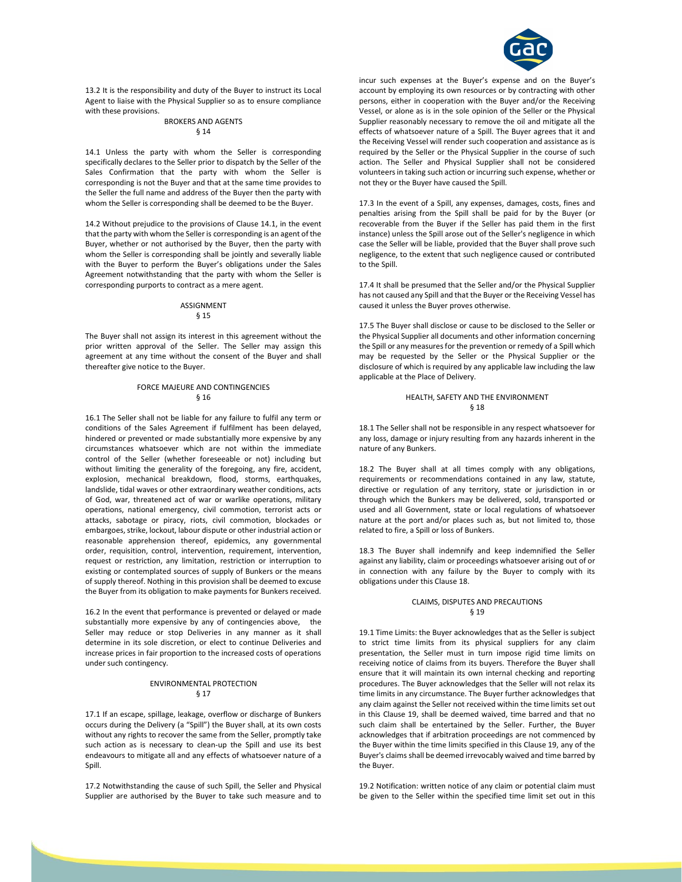13.2 It is the responsibility and duty of the Buyer to instruct its Local Agent to liaise with the Physical Supplier so as to ensure compliance with these provisions.

## BROKERS AND AGENTS
## § 14

14.1 Unless the party with whom the Seller is corresponding specifically declares to the Seller prior to dispatch by the Seller of the Sales Confirmation that the party with whom the Seller is corresponding is not the Buyer and that at the same time provides to the Seller the full name and address of the Buyer then the party with whom the Seller is corresponding shall be deemed to be the Buyer.

14.2 Without prejudice to the provisions of Clause 14.1, in the event that the party with whom the Seller is corresponding is an agent of the Buyer, whether or not authorised by the Buyer, then the party with whom the Seller is corresponding shall be jointly and severally liable with the Buyer to perform the Buyer's obligations under the Sales Agreement notwithstanding that the party with whom the Seller is corresponding purports to contract as a mere agent.

## ASSIGNMENT
## § 15

The Buyer shall not assign its interest in this agreement without the prior written approval of the Seller. The Seller may assign this agreement at any time without the consent of the Buyer and shall thereafter give notice to the Buyer.

## FORCE MAJEURE AND CONTINGENCIES
## § 16

16.1 The Seller shall not be liable for any failure to fulfil any term or conditions of the Sales Agreement if fulfilment has been delayed, hindered or prevented or made substantially more expensive by any circumstances whatsoever which are not within the immediate control of the Seller (whether foreseeable or not) including but without limiting the generality of the foregoing, any fire, accident, explosion, mechanical breakdown, flood, storms, earthquakes, landslide, tidal waves or other extraordinary weather conditions, acts of God, war, threatened act of war or warlike operations, military operations, national emergency, civil commotion, terrorist acts or attacks, sabotage or piracy, riots, civil commotion, blockades or embargoes, strike, lockout, labour dispute or other industrial action or reasonable apprehension thereof, epidemics, any governmental order, requisition, control, intervention, requirement, intervention, request or restriction, any limitation, restriction or interruption to existing or contemplated sources of supply of Bunkers or the means of supply thereof. Nothing in this provision shall be deemed to excuse the Buyer from its obligation to make payments for Bunkers received.

16.2 In the event that performance is prevented or delayed or made substantially more expensive by any of contingencies above, the Seller may reduce or stop Deliveries in any manner as it shall determine in its sole discretion, or elect to continue Deliveries and increase prices in fair proportion to the increased costs of operations under such contingency.

## ENVIRONMENTAL PROTECTION
## § 17

17.1 If an escape, spillage, leakage, overflow or discharge of Bunkers occurs during the Delivery (a "Spill") the Buyer shall, at its own costs without any rights to recover the same from the Seller, promptly take such action as is necessary to clean-up the Spill and use its best endeavours to mitigate all and any effects of whatsoever nature of a Spill.

17.2 Notwithstanding the cause of such Spill, the Seller and Physical Supplier are authorised by the Buyer to take such measure and to incur such expenses at the Buyer's expense and on the Buyer's account by employing its own resources or by contracting with other persons, either in cooperation with the Buyer and/or the Receiving Vessel, or alone as is in the sole opinion of the Seller or the Physical Supplier reasonably necessary to remove the oil and mitigate all the effects of whatsoever nature of a Spill. The Buyer agrees that it and the Receiving Vessel will render such cooperation and assistance as is required by the Seller or the Physical Supplier in the course of such action. The Seller and Physical Supplier shall not be considered volunteers in taking such action or incurring such expense, whether or not they or the Buyer have caused the Spill.

17.3 In the event of a Spill, any expenses, damages, costs, fines and penalties arising from the Spill shall be paid for by the Buyer (or recoverable from the Buyer if the Seller has paid them in the first instance) unless the Spill arose out of the Seller's negligence in which case the Seller will be liable, provided that the Buyer shall prove such negligence, to the extent that such negligence caused or contributed to the Spill.

17.4 It shall be presumed that the Seller and/or the Physical Supplier has not caused any Spill and that the Buyer or the Receiving Vessel has caused it unless the Buyer proves otherwise.

17.5 The Buyer shall disclose or cause to be disclosed to the Seller or the Physical Supplier all documents and other information concerning the Spill or any measures for the prevention or remedy of a Spill which may be requested by the Seller or the Physical Supplier or the disclosure of which is required by any applicable law including the law applicable at the Place of Delivery.

## HEALTH, SAFETY AND THE ENVIRONMENT
## § 18

18.1 The Seller shall not be responsible in any respect whatsoever for any loss, damage or injury resulting from any hazards inherent in the nature of any Bunkers.

18.2 The Buyer shall at all times comply with any obligations, requirements or recommendations contained in any law, statute, directive or regulation of any territory, state or jurisdiction in or through which the Bunkers may be delivered, sold, transported or used and all Government, state or local regulations of whatsoever nature at the port and/or places such as, but not limited to, those related to fire, a Spill or loss of Bunkers.

18.3 The Buyer shall indemnify and keep indemnified the Seller against any liability, claim or proceedings whatsoever arising out of or in connection with any failure by the Buyer to comply with its obligations under this Clause 18.

## CLAIMS, DISPUTES AND PRECAUTIONS
## § 19

19.1 Time Limits: the Buyer acknowledges that as the Seller is subject to strict time limits from its physical suppliers for any claim presentation, the Seller must in turn impose rigid time limits on receiving notice of claims from its buyers. Therefore the Buyer shall ensure that it will maintain its own internal checking and reporting procedures. The Buyer acknowledges that the Seller will not relax its time limits in any circumstance. The Buyer further acknowledges that any claim against the Seller not received within the time limits set out in this Clause 19, shall be deemed waived, time barred and that no such claim shall be entertained by the Seller. Further, the Buyer acknowledges that if arbitration proceedings are not commenced by the Buyer within the time limits specified in this Clause 19, any of the Buyer's claims shall be deemed irrevocably waived and time barred by the Buyer.

19.2 Notification: written notice of any claim or potential claim must be given to the Seller within the specified time limit set out in this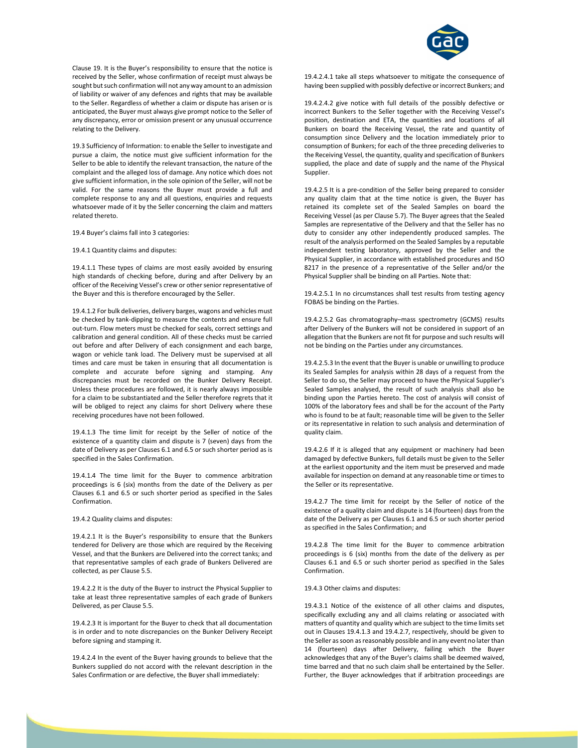Clause 19. It is the Buyer's responsibility to ensure that the notice is received by the Seller, whose confirmation of receipt must always be sought but such confirmation will not any way amount to an admission of liability or waiver of any defences and rights that may be available to the Seller. Regardless of whether a claim or dispute has arisen or is anticipated, the Buyer must always give prompt notice to the Seller of any discrepancy, error or omission present or any unusual occurrence relating to the Delivery.

19.3 Sufficiency of Information: to enable the Seller to investigate and pursue a claim, the notice must give sufficient information for the Seller to be able to identify the relevant transaction, the nature of the complaint and the alleged loss of damage. Any notice which does not give sufficient information, in the sole opinion of the Seller, will not be valid. For the same reasons the Buyer must provide a full and complete response to any and all questions, enquiries and requests whatsoever made of it by the Seller concerning the claim and matters related thereto.

19.4 Buyer's claims fall into 3 categories:

19.4.1 Quantity claims and disputes:

19.4.1.1 These types of claims are most easily avoided by ensuring high standards of checking before, during and after Delivery by an officer of the Receiving Vessel's crew or other senior representative of the Buyer and this is therefore encouraged by the Seller.

19.4.1.2 For bulk deliveries, delivery barges, wagons and vehicles must be checked by tank-dipping to measure the contents and ensure full out-turn. Flow meters must be checked for seals, correct settings and calibration and general condition. All of these checks must be carried out before and after Delivery of each consignment and each barge, wagon or vehicle tank load. The Delivery must be supervised at all times and care must be taken in ensuring that all documentation is complete and accurate before signing and stamping. Any discrepancies must be recorded on the Bunker Delivery Receipt. Unless these procedures are followed, it is nearly always impossible for a claim to be substantiated and the Seller therefore regrets that it will be obliged to reject any claims for short Delivery where these receiving procedures have not been followed.

19.4.1.3 The time limit for receipt by the Seller of notice of the existence of a quantity claim and dispute is 7 (seven) days from the date of Delivery as per Clauses 6.1 and 6.5 or such shorter period as is specified in the Sales Confirmation.

19.4.1.4 The time limit for the Buyer to commence arbitration proceedings is 6 (six) months from the date of the Delivery as per Clauses 6.1 and 6.5 or such shorter period as specified in the Sales Confirmation.

19.4.2 Quality claims and disputes:

19.4.2.1 It is the Buyer's responsibility to ensure that the Bunkers tendered for Delivery are those which are required by the Receiving Vessel, and that the Bunkers are Delivered into the correct tanks; and that representative samples of each grade of Bunkers Delivered are collected, as per Clause 5.5.

19.4.2.2 It is the duty of the Buyer to instruct the Physical Supplier to take at least three representative samples of each grade of Bunkers Delivered, as per Clause 5.5.

19.4.2.3 It is important for the Buyer to check that all documentation is in order and to note discrepancies on the Bunker Delivery Receipt before signing and stamping it.

19.4.2.4 In the event of the Buyer having grounds to believe that the Bunkers supplied do not accord with the relevant description in the Sales Confirmation or are defective, the Buyer shall immediately:

19.4.2.4.1 take all steps whatsoever to mitigate the consequence of having been supplied with possibly defective or incorrect Bunkers; and

19.4.2.4.2 give notice with full details of the possibly defective or incorrect Bunkers to the Seller together with the Receiving Vessel's position, destination and ETA, the quantities and locations of all Bunkers on board the Receiving Vessel, the rate and quantity of consumption since Delivery and the location immediately prior to consumption of Bunkers; for each of the three preceding deliveries to the Receiving Vessel, the quantity, quality and specification of Bunkers supplied, the place and date of supply and the name of the Physical Supplier.

19.4.2.5 It is a pre-condition of the Seller being prepared to consider any quality claim that at the time notice is given, the Buyer has retained its complete set of the Sealed Samples on board the Receiving Vessel (as per Clause 5.7). The Buyer agrees that the Sealed Samples are representative of the Delivery and that the Seller has no duty to consider any other independently produced samples. The result of the analysis performed on the Sealed Samples by a reputable independent testing laboratory, approved by the Seller and the Physical Supplier, in accordance with established procedures and ISO 8217 in the presence of a representative of the Seller and/or the Physical Supplier shall be binding on all Parties. Note that:

19.4.2.5.1 In no circumstances shall test results from testing agency FOBAS be binding on the Parties.

19.4.2.5.2 Gas chromatography–mass spectrometry (GCMS) results after Delivery of the Bunkers will not be considered in support of an allegation that the Bunkers are not fit for purpose and such results will not be binding on the Parties under any circumstances.

19.4.2.5.3 In the event that the Buyer is unable or unwilling to produce its Sealed Samples for analysis within 28 days of a request from the Seller to do so, the Seller may proceed to have the Physical Supplier's Sealed Samples analysed, the result of such analysis shall also be binding upon the Parties hereto. The cost of analysis will consist of 100% of the laboratory fees and shall be for the account of the Party who is found to be at fault; reasonable time will be given to the Seller or its representative in relation to such analysis and determination of quality claim.

19.4.2.6 If it is alleged that any equipment or machinery had been damaged by defective Bunkers, full details must be given to the Seller at the earliest opportunity and the item must be preserved and made available for inspection on demand at any reasonable time or times to the Seller or its representative.

19.4.2.7 The time limit for receipt by the Seller of notice of the existence of a quality claim and dispute is 14 (fourteen) days from the date of the Delivery as per Clauses 6.1 and 6.5 or such shorter period as specified in the Sales Confirmation; and

19.4.2.8 The time limit for the Buyer to commence arbitration proceedings is 6 (six) months from the date of the delivery as per Clauses 6.1 and 6.5 or such shorter period as specified in the Sales Confirmation.

19.4.3 Other claims and disputes:

19.4.3.1 Notice of the existence of all other claims and disputes, specifically excluding any and all claims relating or associated with matters of quantity and quality which are subject to the time limits set out in Clauses 19.4.1.3 and 19.4.2.7, respectively, should be given to the Seller as soon as reasonably possible and in any event no later than 14 (fourteen) days after Delivery, failing which the Buyer acknowledges that any of the Buyer's claims shall be deemed waived, time barred and that no such claim shall be entertained by the Seller. Further, the Buyer acknowledges that if arbitration proceedings are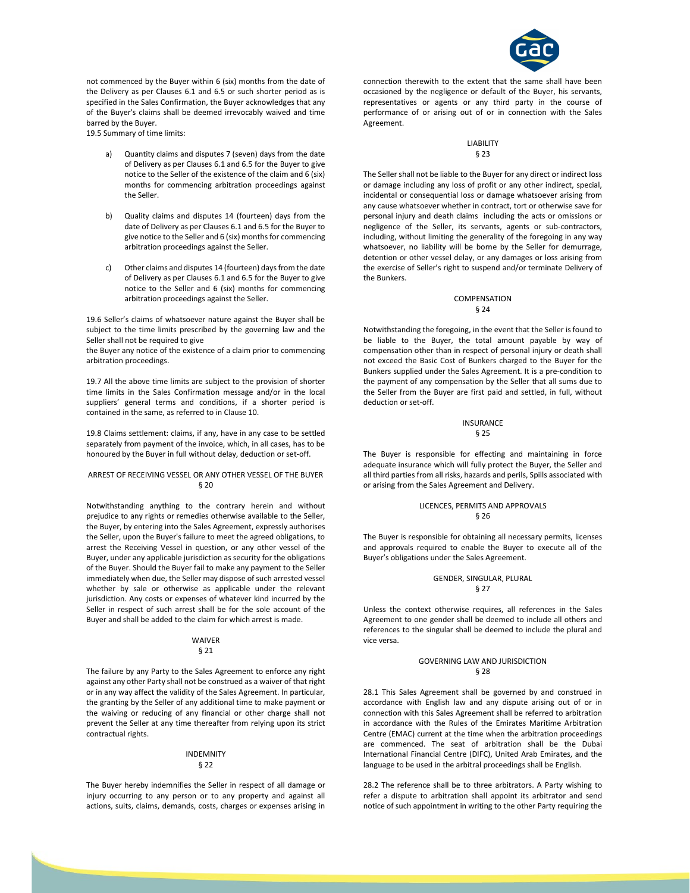not commenced by the Buyer within 6 (six) months from the date of the Delivery as per Clauses 6.1 and 6.5 or such shorter period as is specified in the Sales Confirmation, the Buyer acknowledges that any of the Buyer's claims shall be deemed irrevocably waived and time barred by the Buyer.

19.5 Summary of time limits:

a) Quantity claims and disputes 7 (seven) days from the date of Delivery as per Clauses 6.1 and 6.5 for the Buyer to give notice to the Seller of the existence of the claim and 6 (six) months for commencing arbitration proceedings against the Seller.

b) Quality claims and disputes 14 (fourteen) days from the date of Delivery as per Clauses 6.1 and 6.5 for the Buyer to give notice to the Seller and 6 (six) months for commencing arbitration proceedings against the Seller.

c) Other claims and disputes 14 (fourteen) days from the date of Delivery as per Clauses 6.1 and 6.5 for the Buyer to give notice to the Seller and 6 (six) months for commencing arbitration proceedings against the Seller.

19.6 Seller's claims of whatsoever nature against the Buyer shall be subject to the time limits prescribed by the governing law and the Seller shall not be required to give
the Buyer any notice of the existence of a claim prior to commencing arbitration proceedings.

19.7 All the above time limits are subject to the provision of shorter time limits in the Sales Confirmation message and/or in the local suppliers' general terms and conditions, if a shorter period is contained in the same, as referred to in Clause 10.

19.8 Claims settlement: claims, if any, have in any case to be settled separately from payment of the invoice, which, in all cases, has to be honoured by the Buyer in full without delay, deduction or set-off.

## ARREST OF RECEIVING VESSEL OR ANY OTHER VESSEL OF THE BUYER
## § 20

Notwithstanding anything to the contrary herein and without prejudice to any rights or remedies otherwise available to the Seller, the Buyer, by entering into the Sales Agreement, expressly authorises the Seller, upon the Buyer's failure to meet the agreed obligations, to arrest the Receiving Vessel in question, or any other vessel of the Buyer, under any applicable jurisdiction as security for the obligations of the Buyer. Should the Buyer fail to make any payment to the Seller immediately when due, the Seller may dispose of such arrested vessel whether by sale or otherwise as applicable under the relevant jurisdiction. Any costs or expenses of whatever kind incurred by the Seller in respect of such arrest shall be for the sole account of the Buyer and shall be added to the claim for which arrest is made.

## WAIVER
## § 21

The failure by any Party to the Sales Agreement to enforce any right against any other Party shall not be construed as a waiver of that right or in any way affect the validity of the Sales Agreement. In particular, the granting by the Seller of any additional time to make payment or the waiving or reducing of any financial or other charge shall not prevent the Seller at any time thereafter from relying upon its strict contractual rights.

## INDEMNITY
## § 22

The Buyer hereby indemnifies the Seller in respect of all damage or injury occurring to any person or to any property and against all actions, suits, claims, demands, costs, charges or expenses arising in connection therewith to the extent that the same shall have been occasioned by the negligence or default of the Buyer, his servants, representatives or agents or any third party in the course of performance of or arising out of or in connection with the Sales Agreement.

## LIABILITY
## § 23

The Seller shall not be liable to the Buyer for any direct or indirect loss or damage including any loss of profit or any other indirect, special, incidental or consequential loss or damage whatsoever arising from any cause whatsoever whether in contract, tort or otherwise save for personal injury and death claims including the acts or omissions or negligence of the Seller, its servants, agents or sub-contractors, including, without limiting the generality of the foregoing in any way whatsoever, no liability will be borne by the Seller for demurrage, detention or other vessel delay, or any damages or loss arising from the exercise of Seller's right to suspend and/or terminate Delivery of the Bunkers.

## COMPENSATION
## § 24

Notwithstanding the foregoing, in the event that the Seller is found to be liable to the Buyer, the total amount payable by way of compensation other than in respect of personal injury or death shall not exceed the Basic Cost of Bunkers charged to the Buyer for the Bunkers supplied under the Sales Agreement. It is a pre-condition to the payment of any compensation by the Seller that all sums due to the Seller from the Buyer are first paid and settled, in full, without deduction or set-off.

## INSURANCE
## § 25

The Buyer is responsible for effecting and maintaining in force adequate insurance which will fully protect the Buyer, the Seller and all third parties from all risks, hazards and perils, Spills associated with or arising from the Sales Agreement and Delivery.

## LICENCES, PERMITS AND APPROVALS
## § 26

The Buyer is responsible for obtaining all necessary permits, licenses and approvals required to enable the Buyer to execute all of the Buyer's obligations under the Sales Agreement.

## GENDER, SINGULAR, PLURAL
## § 27

Unless the context otherwise requires, all references in the Sales Agreement to one gender shall be deemed to include all others and references to the singular shall be deemed to include the plural and vice versa.

## GOVERNING LAW AND JURISDICTION
## § 28

28.1 This Sales Agreement shall be governed by and construed in accordance with English law and any dispute arising out of or in connection with this Sales Agreement shall be referred to arbitration in accordance with the Rules of the Emirates Maritime Arbitration Centre (EMAC) current at the time when the arbitration proceedings are commenced. The seat of arbitration shall be the Dubai International Financial Centre (DIFC), United Arab Emirates, and the language to be used in the arbitral proceedings shall be English.

28.2 The reference shall be to three arbitrators. A Party wishing to refer a dispute to arbitration shall appoint its arbitrator and send notice of such appointment in writing to the other Party requiring the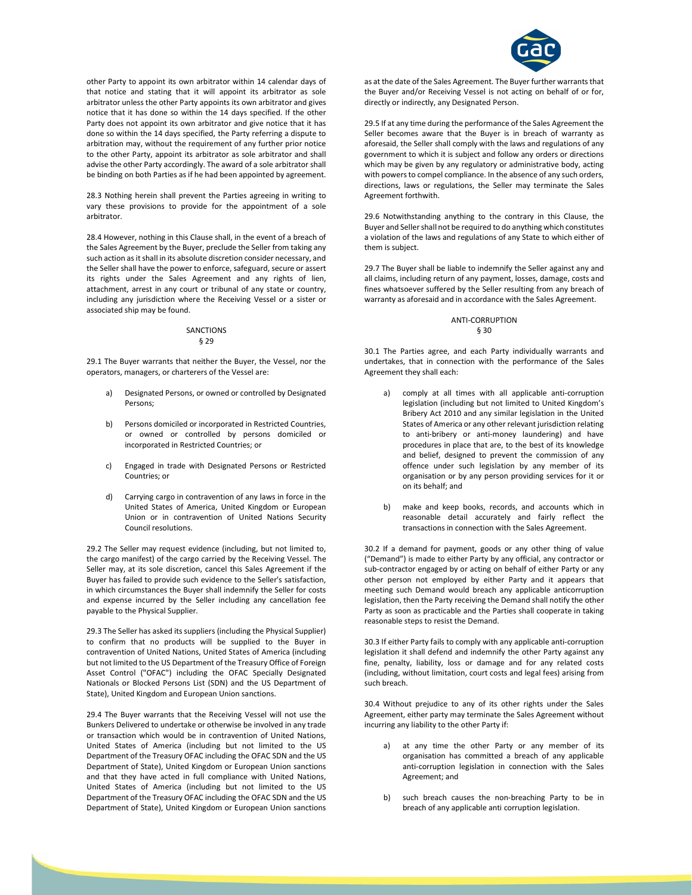other Party to appoint its own arbitrator within 14 calendar days of that notice and stating that it will appoint its arbitrator as sole arbitrator unless the other Party appoints its own arbitrator and gives notice that it has done so within the 14 days specified. If the other Party does not appoint its own arbitrator and give notice that it has done so within the 14 days specified, the Party referring a dispute to arbitration may, without the requirement of any further prior notice to the other Party, appoint its arbitrator as sole arbitrator and shall advise the other Party accordingly. The award of a sole arbitrator shall be binding on both Parties as if he had been appointed by agreement.

28.3 Nothing herein shall prevent the Parties agreeing in writing to vary these provisions to provide for the appointment of a sole arbitrator.

28.4 However, nothing in this Clause shall, in the event of a breach of the Sales Agreement by the Buyer, preclude the Seller from taking any such action as it shall in its absolute discretion consider necessary, and the Seller shall have the power to enforce, safeguard, secure or assert its rights under the Sales Agreement and any rights of lien, attachment, arrest in any court or tribunal of any state or country, including any jurisdiction where the Receiving Vessel or a sister or associated ship may be found.

## SANCTIONS
## § 29

29.1 The Buyer warrants that neither the Buyer, the Vessel, nor the operators, managers, or charterers of the Vessel are:

a) Designated Persons, or owned or controlled by Designated Persons;

b) Persons domiciled or incorporated in Restricted Countries, or owned or controlled by persons domiciled or incorporated in Restricted Countries; or

c) Engaged in trade with Designated Persons or Restricted Countries; or

d) Carrying cargo in contravention of any laws in force in the United States of America, United Kingdom or European Union or in contravention of United Nations Security Council resolutions.

29.2 The Seller may request evidence (including, but not limited to, the cargo manifest) of the cargo carried by the Receiving Vessel. The Seller may, at its sole discretion, cancel this Sales Agreement if the Buyer has failed to provide such evidence to the Seller's satisfaction, in which circumstances the Buyer shall indemnify the Seller for costs and expense incurred by the Seller including any cancellation fee payable to the Physical Supplier.

29.3 The Seller has asked its suppliers (including the Physical Supplier) to confirm that no products will be supplied to the Buyer in contravention of United Nations, United States of America (including but not limited to the US Department of the Treasury Office of Foreign Asset Control ("OFAC") including the OFAC Specially Designated Nationals or Blocked Persons List (SDN) and the US Department of State), United Kingdom and European Union sanctions.

29.4 The Buyer warrants that the Receiving Vessel will not use the Bunkers Delivered to undertake or otherwise be involved in any trade or transaction which would be in contravention of United Nations, United States of America (including but not limited to the US Department of the Treasury OFAC including the OFAC SDN and the US Department of State), United Kingdom or European Union sanctions and that they have acted in full compliance with United Nations, United States of America (including but not limited to the US Department of the Treasury OFAC including the OFAC SDN and the US Department of State), United Kingdom or European Union sanctions as at the date of the Sales Agreement. The Buyer further warrants that the Buyer and/or Receiving Vessel is not acting on behalf of or for, directly or indirectly, any Designated Person.

29.5 If at any time during the performance of the Sales Agreement the Seller becomes aware that the Buyer is in breach of warranty as aforesaid, the Seller shall comply with the laws and regulations of any government to which it is subject and follow any orders or directions which may be given by any regulatory or administrative body, acting with powers to compel compliance. In the absence of any such orders, directions, laws or regulations, the Seller may terminate the Sales Agreement forthwith.

29.6 Notwithstanding anything to the contrary in this Clause, the Buyer and Seller shall not be required to do anything which constitutes a violation of the laws and regulations of any State to which either of them is subject.

29.7 The Buyer shall be liable to indemnify the Seller against any and all claims, including return of any payment, losses, damage, costs and fines whatsoever suffered by the Seller resulting from any breach of warranty as aforesaid and in accordance with the Sales Agreement.

## ANTI-CORRUPTION
## § 30

30.1 The Parties agree, and each Party individually warrants and undertakes, that in connection with the performance of the Sales Agreement they shall each:

a) comply at all times with all applicable anti-corruption legislation (including but not limited to United Kingdom's Bribery Act 2010 and any similar legislation in the United States of America or any other relevant jurisdiction relating to anti-bribery or anti-money laundering) and have procedures in place that are, to the best of its knowledge and belief, designed to prevent the commission of any offence under such legislation by any member of its organisation or by any person providing services for it or on its behalf; and

b) make and keep books, records, and accounts which in reasonable detail accurately and fairly reflect the transactions in connection with the Sales Agreement.

30.2 If a demand for payment, goods or any other thing of value ("Demand") is made to either Party by any official, any contractor or sub-contractor engaged by or acting on behalf of either Party or any other person not employed by either Party and it appears that meeting such Demand would breach any applicable anticorruption legislation, then the Party receiving the Demand shall notify the other Party as soon as practicable and the Parties shall cooperate in taking reasonable steps to resist the Demand.

30.3 If either Party fails to comply with any applicable anti-corruption legislation it shall defend and indemnify the other Party against any fine, penalty, liability, loss or damage and for any related costs (including, without limitation, court costs and legal fees) arising from such breach.

30.4 Without prejudice to any of its other rights under the Sales Agreement, either party may terminate the Sales Agreement without incurring any liability to the other Party if:

a) at any time the other Party or any member of its organisation has committed a breach of any applicable anti-corruption legislation in connection with the Sales Agreement; and

b) such breach causes the non-breaching Party to be in breach of any applicable anti corruption legislation.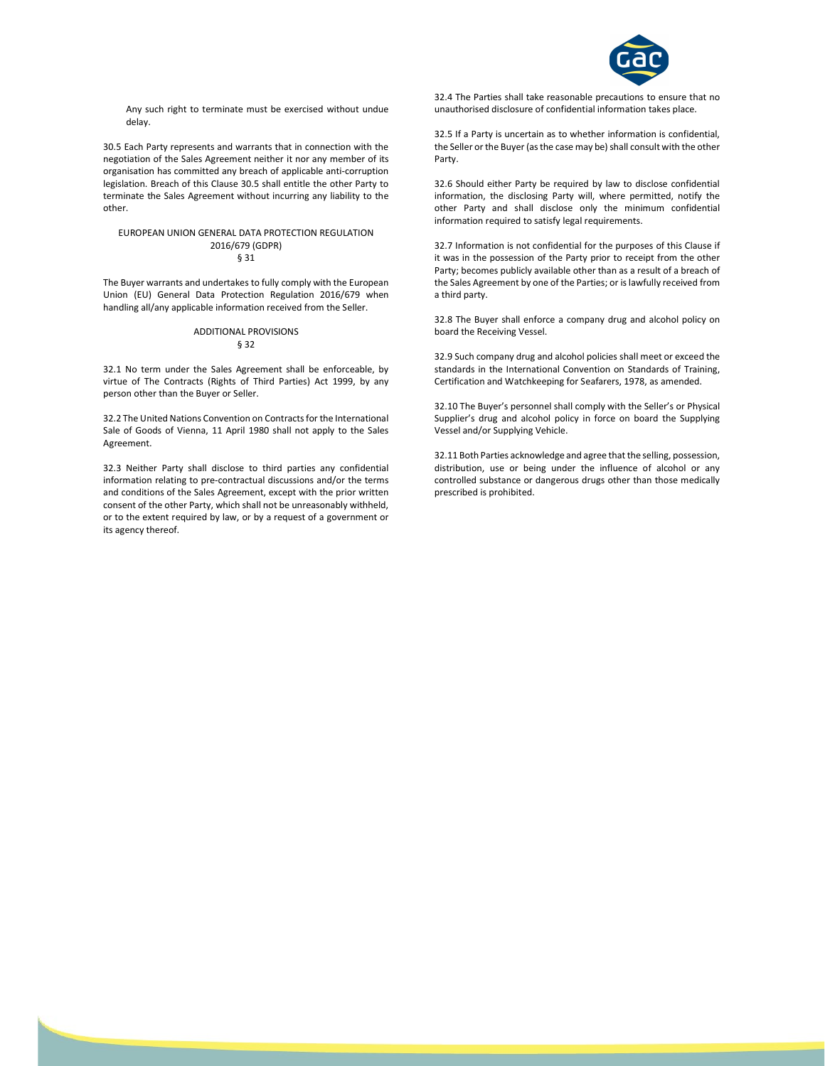Any such right to terminate must be exercised without undue delay.

30.5 Each Party represents and warrants that in connection with the negotiation of the Sales Agreement neither it nor any member of its organisation has committed any breach of applicable anti-corruption legislation. Breach of this Clause 30.5 shall entitle the other Party to terminate the Sales Agreement without incurring any liability to the other.

## EUROPEAN UNION GENERAL DATA PROTECTION REGULATION 2016/679 (GDPR)
## § 31

The Buyer warrants and undertakes to fully comply with the European Union (EU) General Data Protection Regulation 2016/679 when handling all/any applicable information received from the Seller.

## ADDITIONAL PROVISIONS
## § 32

32.1 No term under the Sales Agreement shall be enforceable, by virtue of The Contracts (Rights of Third Parties) Act 1999, by any person other than the Buyer or Seller.

32.2 The United Nations Convention on Contracts for the International Sale of Goods of Vienna, 11 April 1980 shall not apply to the Sales Agreement.

32.3 Neither Party shall disclose to third parties any confidential information relating to pre-contractual discussions and/or the terms and conditions of the Sales Agreement, except with the prior written consent of the other Party, which shall not be unreasonably withheld, or to the extent required by law, or by a request of a government or its agency thereof.

32.4 The Parties shall take reasonable precautions to ensure that no unauthorised disclosure of confidential information takes place.

32.5 If a Party is uncertain as to whether information is confidential, the Seller or the Buyer (as the case may be) shall consult with the other Party.

32.6 Should either Party be required by law to disclose confidential information, the disclosing Party will, where permitted, notify the other Party and shall disclose only the minimum confidential information required to satisfy legal requirements.

32.7 Information is not confidential for the purposes of this Clause if it was in the possession of the Party prior to receipt from the other Party; becomes publicly available other than as a result of a breach of the Sales Agreement by one of the Parties; or is lawfully received from a third party.

32.8 The Buyer shall enforce a company drug and alcohol policy on board the Receiving Vessel.

32.9 Such company drug and alcohol policies shall meet or exceed the standards in the International Convention on Standards of Training, Certification and Watchkeeping for Seafarers, 1978, as amended.

32.10 The Buyer's personnel shall comply with the Seller's or Physical Supplier's drug and alcohol policy in force on board the Supplying Vessel and/or Supplying Vehicle.

32.11 Both Parties acknowledge and agree that the selling, possession, distribution, use or being under the influence of alcohol or any controlled substance or dangerous drugs other than those medically prescribed is prohibited.